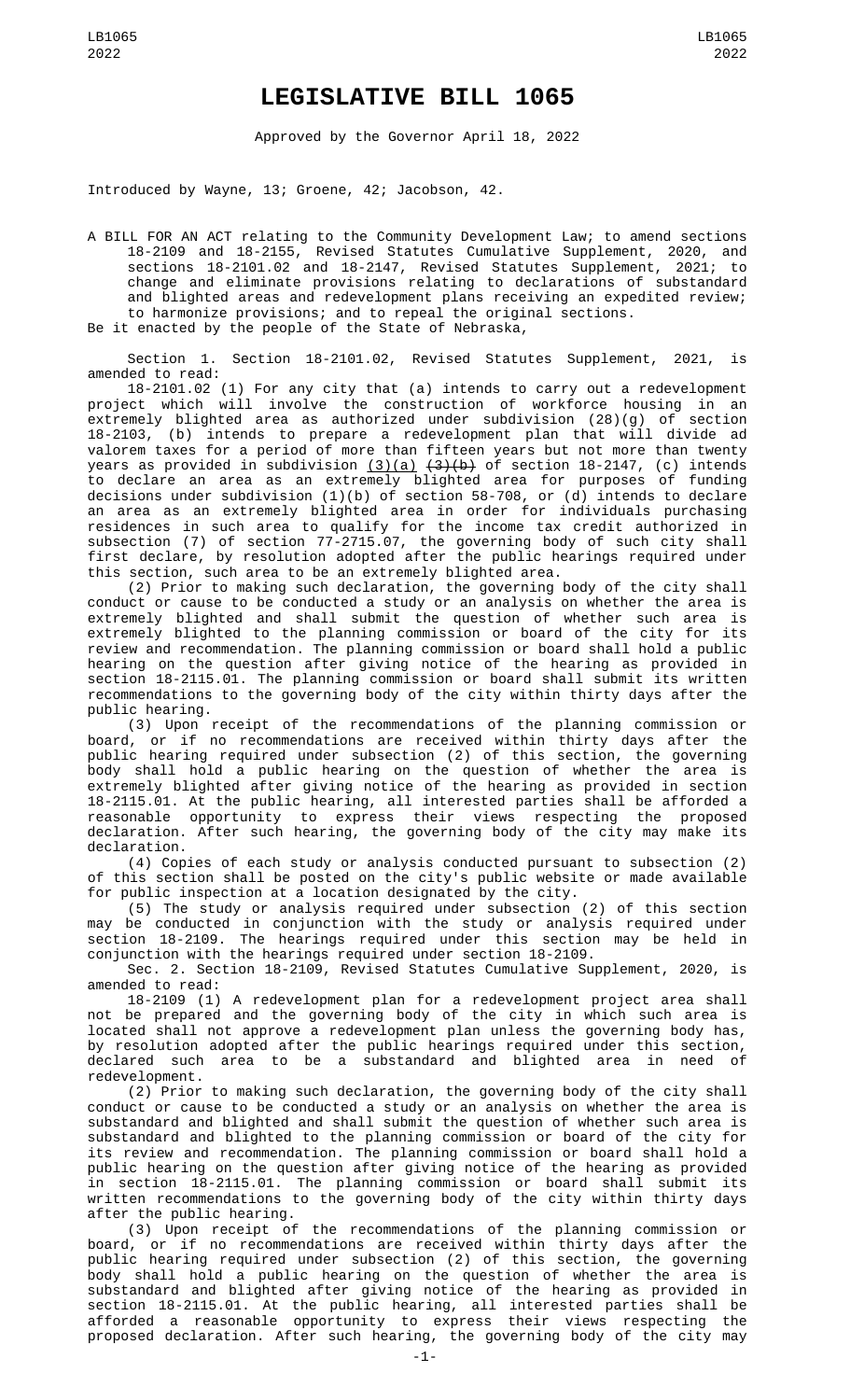# LEGISLATIVE BILL 1065

Approved by the Governor April 18, 2022

Introduced by Wayne, 13; Groene, 42; Jacobson, 42.

A BILL FOR AN ACT relating to the Community Development Law; to amend sections 18-2109 and 18-2155, Revised Statutes Cumulative Supplement, 2020, and sections 18-2101.02 and 18-2147, Revised Statutes Supplement, 2021; to change and eliminate provisions relating to declarations of substandard and blighted areas and redevelopment plans receiving an expedited review; to harmonize provisions; and to repeal the original sections.

Be it enacted by the people of the State of Nebraska,

Section 1. Section 18-2101.02, Revised Statutes Supplement, 2021, is amended to read:

18-2101.02 (1) For any city that (a) intends to carry out a redevelopment project which will involve the construction of workforce housing in an extremely blighted area as authorized under subdivision (28)(g) of section 18-2103, (b) intends to prepare a redevelopment plan that will divide ad valorem taxes for a period of more than fifteen years but not more than twenty years as provided in subdivision <u>(3)(a)</u> ~~(3)(b)~~ of section 18-2147, (c) intends to declare an area as an extremely blighted area for purposes of funding decisions under subdivision (1)(b) of section 58-708, or (d) intends to declare an area as an extremely blighted area in order for individuals purchasing residences in such area to qualify for the income tax credit authorized in subsection (7) of section 77-2715.07, the governing body of such city shall first declare, by resolution adopted after the public hearings required under this section, such area to be an extremely blighted area.

(2) Prior to making such declaration, the governing body of the city shall conduct or cause to be conducted a study or an analysis on whether the area is extremely blighted and shall submit the question of whether such area is extremely blighted to the planning commission or board of the city for its review and recommendation. The planning commission or board shall hold a public hearing on the question after giving notice of the hearing as provided in section 18-2115.01. The planning commission or board shall submit its written recommendations to the governing body of the city within thirty days after the public hearing.

(3) Upon receipt of the recommendations of the planning commission or board, or if no recommendations are received within thirty days after the public hearing required under subsection (2) of this section, the governing body shall hold a public hearing on the question of whether the area is extremely blighted after giving notice of the hearing as provided in section 18-2115.01. At the public hearing, all interested parties shall be afforded a reasonable opportunity to express their views respecting the proposed declaration. After such hearing, the governing body of the city may make its declaration.

(4) Copies of each study or analysis conducted pursuant to subsection (2) of this section shall be posted on the city's public website or made available for public inspection at a location designated by the city.

(5) The study or analysis required under subsection (2) of this section may be conducted in conjunction with the study or analysis required under section 18-2109. The hearings required under this section may be held in conjunction with the hearings required under section 18-2109.

Sec. 2. Section 18-2109, Revised Statutes Cumulative Supplement, 2020, is amended to read:

18-2109 (1) A redevelopment plan for a redevelopment project area shall not be prepared and the governing body of the city in which such area is located shall not approve a redevelopment plan unless the governing body has, by resolution adopted after the public hearings required under this section, declared such area to be a substandard and blighted area in need of redevelopment.

(2) Prior to making such declaration, the governing body of the city shall conduct or cause to be conducted a study or an analysis on whether the area is substandard and blighted and shall submit the question of whether such area is substandard and blighted to the planning commission or board of the city for its review and recommendation. The planning commission or board shall hold a public hearing on the question after giving notice of the hearing as provided in section 18-2115.01. The planning commission or board shall submit its written recommendations to the governing body of the city within thirty days after the public hearing.

(3) Upon receipt of the recommendations of the planning commission or board, or if no recommendations are received within thirty days after the public hearing required under subsection (2) of this section, the governing body shall hold a public hearing on the question of whether the area is substandard and blighted after giving notice of the hearing as provided in section 18-2115.01. At the public hearing, all interested parties shall be afforded a reasonable opportunity to express their views respecting the proposed declaration. After such hearing, the governing body of the city may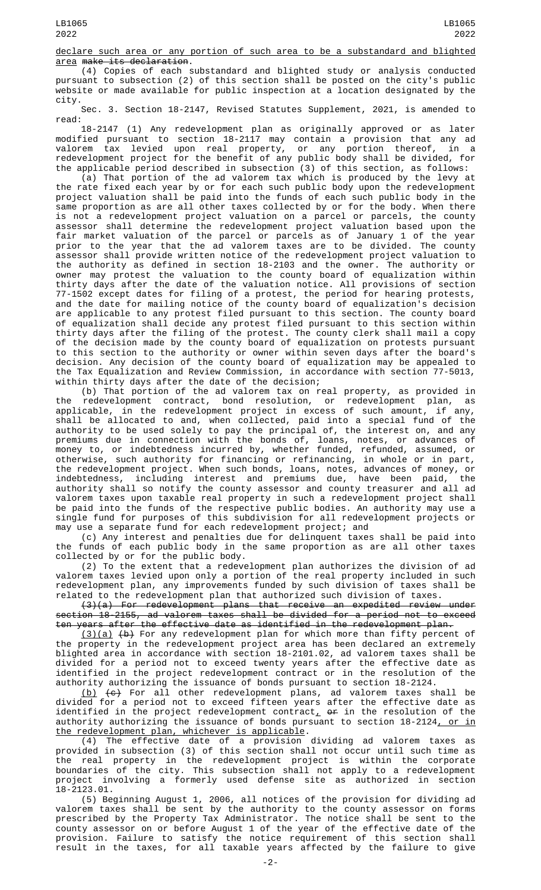declare such area or any portion of such area to be a substandard and blighted area ~~make its declaration~~.

(4) Copies of each substandard and blighted study or analysis conducted pursuant to subsection (2) of this section shall be posted on the city's public website or made available for public inspection at a location designated by the city.

Sec. 3. Section 18-2147, Revised Statutes Supplement, 2021, is amended to read:

18-2147 (1) Any redevelopment plan as originally approved or as later modified pursuant to section 18-2117 may contain a provision that any ad valorem tax levied upon real property, or any portion thereof, in a redevelopment project for the benefit of any public body shall be divided, for the applicable period described in subsection (3) of this section, as follows:

(a) That portion of the ad valorem tax which is produced by the levy at the rate fixed each year by or for each such public body upon the redevelopment project valuation shall be paid into the funds of each such public body in the same proportion as are all other taxes collected by or for the body. When there is not a redevelopment project valuation on a parcel or parcels, the county assessor shall determine the redevelopment project valuation based upon the fair market valuation of the parcel or parcels as of January 1 of the year prior to the year that the ad valorem taxes are to be divided. The county assessor shall provide written notice of the redevelopment project valuation to the authority as defined in section 18-2103 and the owner. The authority or owner may protest the valuation to the county board of equalization within thirty days after the date of the valuation notice. All provisions of section 77-1502 except dates for filing of a protest, the period for hearing protests, and the date for mailing notice of the county board of equalization's decision are applicable to any protest filed pursuant to this section. The county board of equalization shall decide any protest filed pursuant to this section within thirty days after the filing of the protest. The county clerk shall mail a copy of the decision made by the county board of equalization on protests pursuant to this section to the authority or owner within seven days after the board's decision. Any decision of the county board of equalization may be appealed to the Tax Equalization and Review Commission, in accordance with section 77-5013, within thirty days after the date of the decision;

(b) That portion of the ad valorem tax on real property, as provided in the redevelopment contract, bond resolution, or redevelopment plan, as applicable, in the redevelopment project in excess of such amount, if any, shall be allocated to and, when collected, paid into a special fund of the authority to be used solely to pay the principal of, the interest on, and any premiums due in connection with the bonds of, loans, notes, or advances of money to, or indebtedness incurred by, whether funded, refunded, assumed, or otherwise, such authority for financing or refinancing, in whole or in part, the redevelopment project. When such bonds, loans, notes, advances of money, or indebtedness, including interest and premiums due, have been paid, the authority shall so notify the county assessor and county treasurer and all ad valorem taxes upon taxable real property in such a redevelopment project shall be paid into the funds of the respective public bodies. An authority may use a single fund for purposes of this subdivision for all redevelopment projects or may use a separate fund for each redevelopment project; and

(c) Any interest and penalties due for delinquent taxes shall be paid into the funds of each public body in the same proportion as are all other taxes collected by or for the public body.

(2) To the extent that a redevelopment plan authorizes the division of ad valorem taxes levied upon only a portion of the real property included in such redevelopment plan, any improvements funded by such division of taxes shall be related to the redevelopment plan that authorized such division of taxes.

~~(3)(a) For redevelopment plans that receive an expedited review under section 18-2155, ad valorem taxes shall be divided for a period not to exceed ten years after the effective date as identified in the redevelopment plan.~~

<u>(3)(a)</u> ~~(b)~~ For any redevelopment plan for which more than fifty percent of the property in the redevelopment project area has been declared an extremely blighted area in accordance with section 18-2101.02, ad valorem taxes shall be divided for a period not to exceed twenty years after the effective date as identified in the project redevelopment contract or in the resolution of the authority authorizing the issuance of bonds pursuant to section 18-2124.

<u>(b)</u> ~~(c)~~ For all other redevelopment plans, ad valorem taxes shall be divided for a period not to exceed fifteen years after the effective date as identified in the project redevelopment contract<u>,</u> ~~or~~ in the resolution of the authority authorizing the issuance of bonds pursuant to section 18-2124<u>, or in the redevelopment plan, whichever is applicable</u>.

(4) The effective date of a provision dividing ad valorem taxes as provided in subsection (3) of this section shall not occur until such time as the real property in the redevelopment project is within the corporate boundaries of the city. This subsection shall not apply to a redevelopment project involving a formerly used defense site as authorized in section 18-2123.01.

(5) Beginning August 1, 2006, all notices of the provision for dividing ad valorem taxes shall be sent by the authority to the county assessor on forms prescribed by the Property Tax Administrator. The notice shall be sent to the county assessor on or before August 1 of the year of the effective date of the provision. Failure to satisfy the notice requirement of this section shall result in the taxes, for all taxable years affected by the failure to give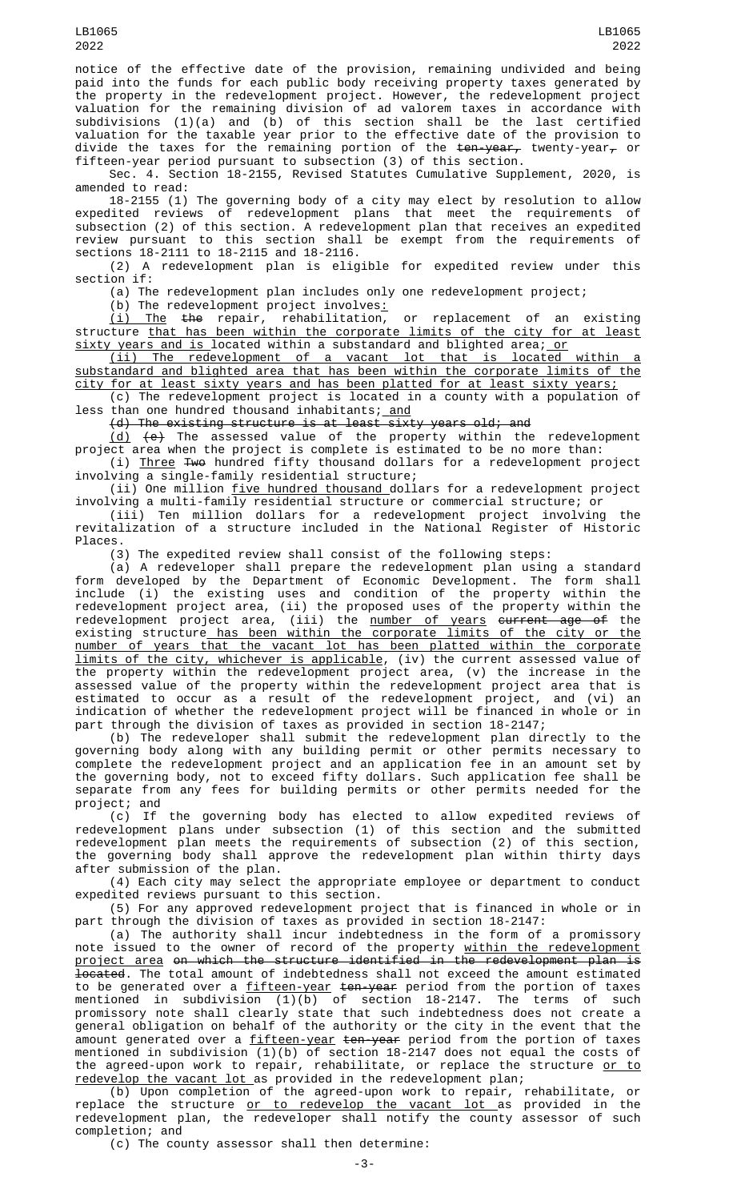notice of the effective date of the provision, remaining undivided and being paid into the funds for each public body receiving property taxes generated by the property in the redevelopment project. However, the redevelopment project valuation for the remaining division of ad valorem taxes in accordance with subdivisions (1)(a) and (b) of this section shall be the last certified valuation for the taxable year prior to the effective date of the provision to divide the taxes for the remaining portion of the ~~ten-year,~~ twenty-year~~,~~ or fifteen-year period pursuant to subsection (3) of this section.

Sec. 4. Section 18-2155, Revised Statutes Cumulative Supplement, 2020, is amended to read:

18-2155 (1) The governing body of a city may elect by resolution to allow expedited reviews of redevelopment plans that meet the requirements of subsection (2) of this section. A redevelopment plan that receives an expedited review pursuant to this section shall be exempt from the requirements of sections 18-2111 to 18-2115 and 18-2116.

(2) A redevelopment plan is eligible for expedited review under this section if:

(a) The redevelopment plan includes only one redevelopment project;

(b) The redevelopment project involves:

(i) The ~~the~~ repair, rehabilitation, or replacement of an existing structure that has been within the corporate limits of the city for at least sixty years and is located within a substandard and blighted area; or

(ii) The redevelopment of a vacant lot that is located within a substandard and blighted area that has been within the corporate limits of the city for at least sixty years and has been platted for at least sixty years;

(c) The redevelopment project is located in a county with a population of less than one hundred thousand inhabitants; and

~~(d) The existing structure is at least sixty years old; and~~

(d) ~~(e)~~ The assessed value of the property within the redevelopment project area when the project is complete is estimated to be no more than:

(i) Three ~~Two~~ hundred fifty thousand dollars for a redevelopment project involving a single-family residential structure;

(ii) One million five hundred thousand dollars for a redevelopment project involving a multi-family residential structure or commercial structure; or

(iii) Ten million dollars for a redevelopment project involving the revitalization of a structure included in the National Register of Historic Places.

(3) The expedited review shall consist of the following steps:

(a) A redeveloper shall prepare the redevelopment plan using a standard form developed by the Department of Economic Development. The form shall include (i) the existing uses and condition of the property within the redevelopment project area, (ii) the proposed uses of the property within the redevelopment project area, (iii) the number of years ~~current age of~~ the existing structure has been within the corporate limits of the city or the number of years that the vacant lot has been platted within the corporate limits of the city, whichever is applicable, (iv) the current assessed value of the property within the redevelopment project area, (v) the increase in the assessed value of the property within the redevelopment project area that is estimated to occur as a result of the redevelopment project, and (vi) an indication of whether the redevelopment project will be financed in whole or in part through the division of taxes as provided in section 18-2147;

(b) The redeveloper shall submit the redevelopment plan directly to the governing body along with any building permit or other permits necessary to complete the redevelopment project and an application fee in an amount set by the governing body, not to exceed fifty dollars. Such application fee shall be separate from any fees for building permits or other permits needed for the project; and

(c) If the governing body has elected to allow expedited reviews of redevelopment plans under subsection (1) of this section and the submitted redevelopment plan meets the requirements of subsection (2) of this section, the governing body shall approve the redevelopment plan within thirty days after submission of the plan.

(4) Each city may select the appropriate employee or department to conduct expedited reviews pursuant to this section.

(5) For any approved redevelopment project that is financed in whole or in part through the division of taxes as provided in section 18-2147:

(a) The authority shall incur indebtedness in the form of a promissory note issued to the owner of record of the property within the redevelopment project area ~~on which the structure identified in the redevelopment plan is located~~. The total amount of indebtedness shall not exceed the amount estimated to be generated over a fifteen-year ~~ten-year~~ period from the portion of taxes mentioned in subdivision (1)(b) of section 18-2147. The terms of such promissory note shall clearly state that such indebtedness does not create a general obligation on behalf of the authority or the city in the event that the amount generated over a fifteen-year ~~ten-year~~ period from the portion of taxes mentioned in subdivision (1)(b) of section 18-2147 does not equal the costs of the agreed-upon work to repair, rehabilitate, or replace the structure or to redevelop the vacant lot as provided in the redevelopment plan;

(b) Upon completion of the agreed-upon work to repair, rehabilitate, or replace the structure or to redevelop the vacant lot as provided in the redevelopment plan, the redeveloper shall notify the county assessor of such completion; and

(c) The county assessor shall then determine: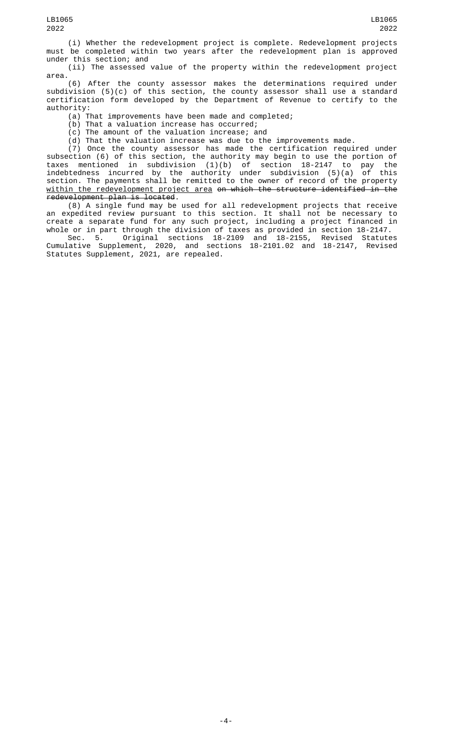(i) Whether the redevelopment project is complete. Redevelopment projects must be completed within two years after the redevelopment plan is approved under this section; and

(ii) The assessed value of the property within the redevelopment project area.

(6) After the county assessor makes the determinations required under subdivision (5)(c) of this section, the county assessor shall use a standard certification form developed by the Department of Revenue to certify to the authority:

(a) That improvements have been made and completed;

(b) That a valuation increase has occurred;

(c) The amount of the valuation increase; and

(d) That the valuation increase was due to the improvements made.

(7) Once the county assessor has made the certification required under subsection (6) of this section, the authority may begin to use the portion of taxes mentioned in subdivision (1)(b) of section 18-2147 to pay the indebtedness incurred by the authority under subdivision (5)(a) of this section. The payments shall be remitted to the owner of record of the property within the redevelopment project area ~~on which the structure identified in the redevelopment plan is located~~.

(8) A single fund may be used for all redevelopment projects that receive an expedited review pursuant to this section. It shall not be necessary to create a separate fund for any such project, including a project financed in whole or in part through the division of taxes as provided in section 18-2147.

Sec. 5. Original sections 18-2109 and 18-2155, Revised Statutes Cumulative Supplement, 2020, and sections 18-2101.02 and 18-2147, Revised Statutes Supplement, 2021, are repealed.